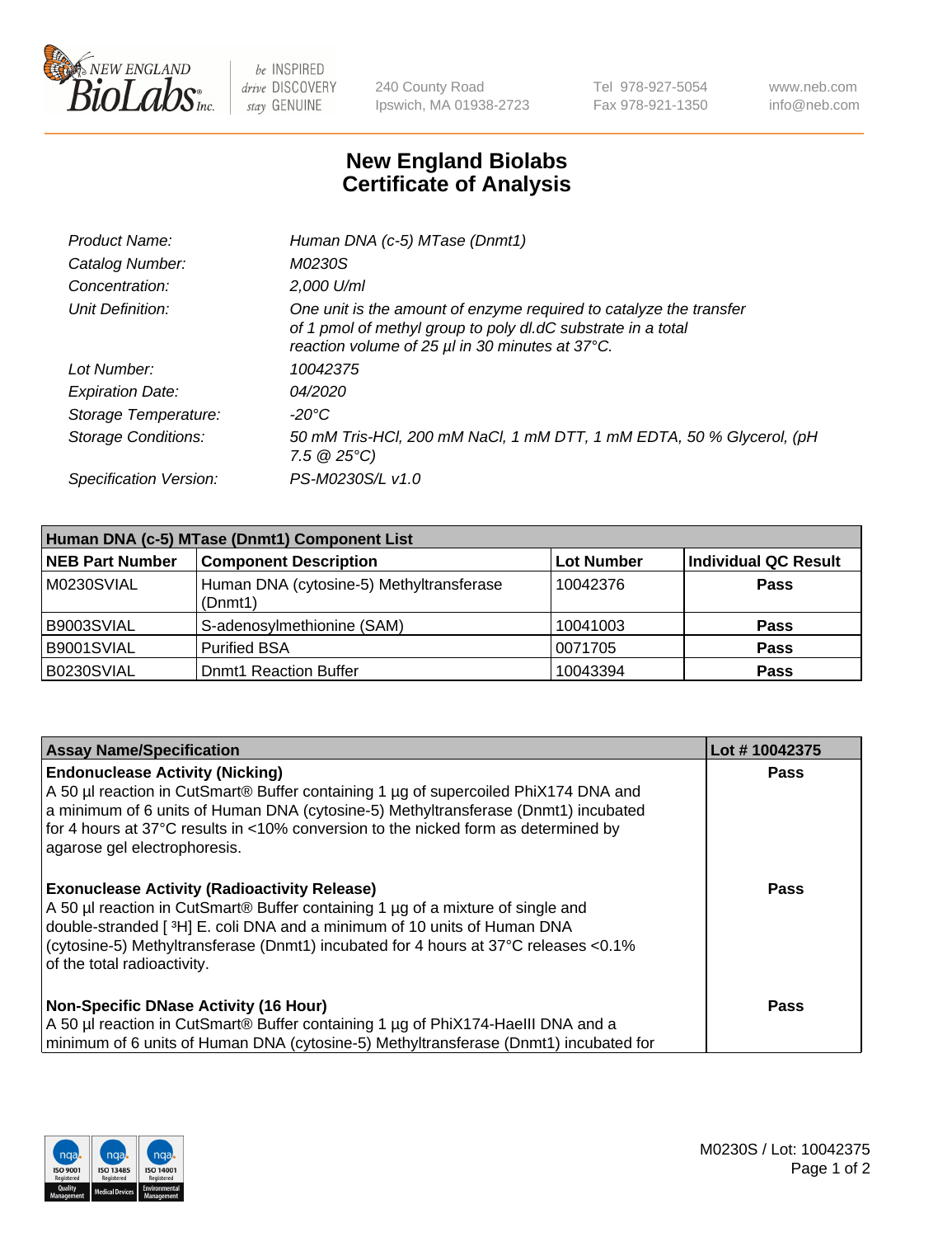# New England Biolabs Certificate of Analysis

| | |
|---|---|
| *Product Name:* | *Human DNA (c-5) MTase (Dnmt1)* |
| *Catalog Number:* | *M0230S* |
| *Concentration:* | *2,000 U/ml* |
| *Unit Definition:* | *One unit is the amount of enzyme required to catalyze the transfer of 1 pmol of methyl group to poly dI.dC substrate in a total reaction volume of 25 µl in 30 minutes at 37°C.* |
| *Lot Number:* | *10042375* |
| *Expiration Date:* | *04/2020* |
| *Storage Temperature:* | *-20°C* |
| *Storage Conditions:* | *50 mM Tris-HCl, 200 mM NaCl, 1 mM DTT, 1 mM EDTA, 50 % Glycerol, (pH 7.5 @ 25°C)* |
| *Specification Version:* | *PS-M0230S/L v1.0* |

| Human DNA (c-5) MTase (Dnmt1) Component List | | | |
|---|---|---|---|
| **NEB Part Number** | **Component Description** | **Lot Number** | **Individual QC Result** |
| M0230SVIAL | Human DNA (cytosine-5) Methyltransferase (Dnmt1) | 10042376 | **Pass** |
| B9003SVIAL | S-adenosylmethionine (SAM) | 10041003 | **Pass** |
| B9001SVIAL | Purified BSA | 0071705 | **Pass** |
| B0230SVIAL | Dnmt1 Reaction Buffer | 10043394 | **Pass** |

| Assay Name/Specification | Lot # 10042375 |
|---|---|
| **Endonuclease Activity (Nicking)** A 50 µl reaction in CutSmart® Buffer containing 1 µg of supercoiled PhiX174 DNA and a minimum of 6 units of Human DNA (cytosine-5) Methyltransferase (Dnmt1) incubated for 4 hours at 37°C results in <10% conversion to the nicked form as determined by agarose gel electrophoresis. | **Pass** |
| **Exonuclease Activity (Radioactivity Release)** A 50 µl reaction in CutSmart® Buffer containing 1 µg of a mixture of single and double-stranded [ $^3$H] E. coli DNA and a minimum of 10 units of Human DNA (cytosine-5) Methyltransferase (Dnmt1) incubated for 4 hours at 37°C releases <0.1% of the total radioactivity. | **Pass** |
| **Non-Specific DNase Activity (16 Hour)** A 50 µl reaction in CutSmart® Buffer containing 1 µg of PhiX174-HaeIII DNA and a minimum of 6 units of Human DNA (cytosine-5) Methyltransferase (Dnmt1) incubated for | **Pass** |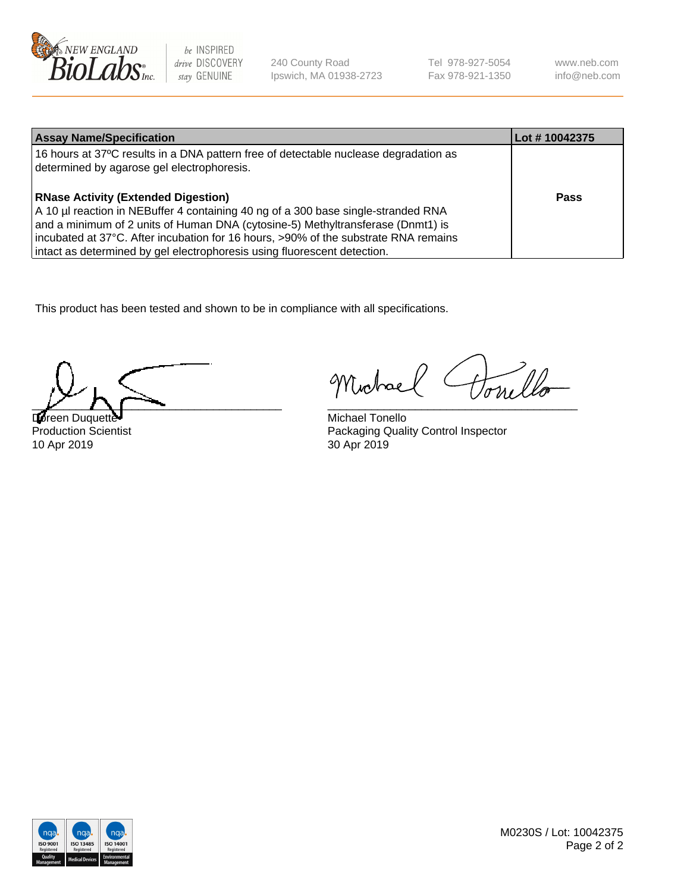| Assay Name/Specification | Lot # 10042375 |
|---|---|
| 16 hours at 37ºC results in a DNA pattern free of detectable nuclease degradation as determined by agarose gel electrophoresis. | |
| **RNase Activity (Extended Digestion)**<br>A 10 µl reaction in NEBuffer 4 containing 40 ng of a 300 base single-stranded RNA and a minimum of 2 units of Human DNA (cytosine-5) Methyltransferase (Dnmt1) is incubated at 37°C. After incubation for 16 hours, >90% of the substrate RNA remains intact as determined by gel electrophoresis using fluorescent detection. | **Pass** |

This product has been tested and shown to be in compliance with all specifications.

Doreen Duquette
Production Scientist
10 Apr 2019

Michael Tonello
Packaging Quality Control Inspector
30 Apr 2019

M0230S / Lot: 10042375